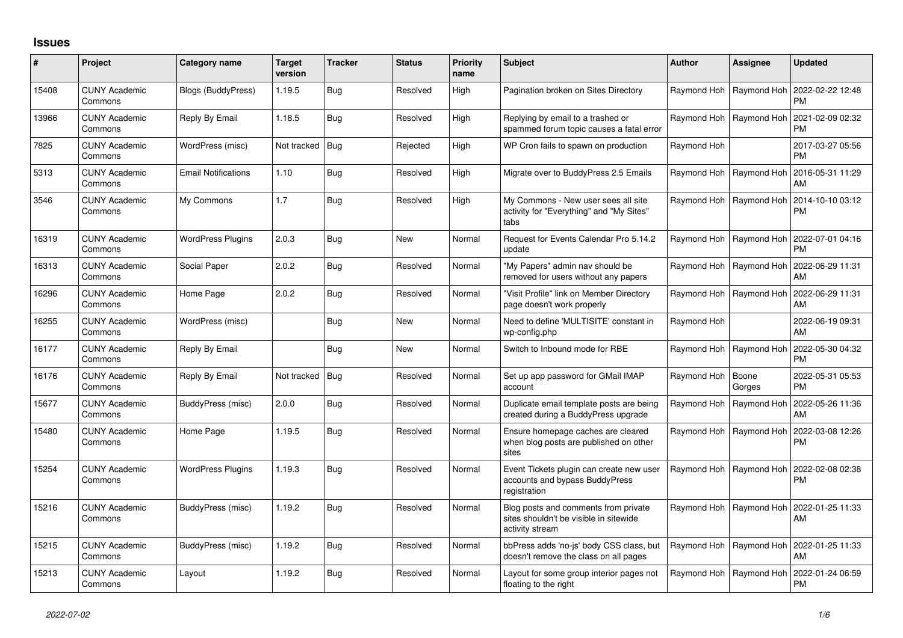## Issues

| # | Project | Category name | Target version | Tracker | Status | Priority name | Subject | Author | Assignee | Updated |
|---|---|---|---|---|---|---|---|---|---|---|
| 15408 | CUNY Academic Commons | Blogs (BuddyPress) | 1.19.5 | Bug | Resolved | High | Pagination broken on Sites Directory | Raymond Hoh | Raymond Hoh | 2022-02-22 12:48 PM |
| 13966 | CUNY Academic Commons | Reply By Email | 1.18.5 | Bug | Resolved | High | Replying by email to a trashed or spammed forum topic causes a fatal error | Raymond Hoh | Raymond Hoh | 2021-02-09 02:32 PM |
| 7825 | CUNY Academic Commons | WordPress (misc) | Not tracked | Bug | Rejected | High | WP Cron fails to spawn on production | Raymond Hoh | | 2017-03-27 05:56 PM |
| 5313 | CUNY Academic Commons | Email Notifications | 1.10 | Bug | Resolved | High | Migrate over to BuddyPress 2.5 Emails | Raymond Hoh | Raymond Hoh | 2016-05-31 11:29 AM |
| 3546 | CUNY Academic Commons | My Commons | 1.7 | Bug | Resolved | High | My Commons - New user sees all site activity for "Everything" and "My Sites" tabs | Raymond Hoh | Raymond Hoh | 2014-10-10 03:12 PM |
| 16319 | CUNY Academic Commons | WordPress Plugins | 2.0.3 | Bug | New | Normal | Request for Events Calendar Pro 5.14.2 update | Raymond Hoh | Raymond Hoh | 2022-07-01 04:16 PM |
| 16313 | CUNY Academic Commons | Social Paper | 2.0.2 | Bug | Resolved | Normal | "My Papers" admin nav should be removed for users without any papers | Raymond Hoh | Raymond Hoh | 2022-06-29 11:31 AM |
| 16296 | CUNY Academic Commons | Home Page | 2.0.2 | Bug | Resolved | Normal | "Visit Profile" link on Member Directory page doesn't work properly | Raymond Hoh | Raymond Hoh | 2022-06-29 11:31 AM |
| 16255 | CUNY Academic Commons | WordPress (misc) | | Bug | New | Normal | Need to define 'MULTISITE' constant in wp-config.php | Raymond Hoh | | 2022-06-19 09:31 AM |
| 16177 | CUNY Academic Commons | Reply By Email | | Bug | New | Normal | Switch to Inbound mode for RBE | Raymond Hoh | Raymond Hoh | 2022-05-30 04:32 PM |
| 16176 | CUNY Academic Commons | Reply By Email | Not tracked | Bug | Resolved | Normal | Set up app password for GMail IMAP account | Raymond Hoh | Boone Gorges | 2022-05-31 05:53 PM |
| 15677 | CUNY Academic Commons | BuddyPress (misc) | 2.0.0 | Bug | Resolved | Normal | Duplicate email template posts are being created during a BuddyPress upgrade | Raymond Hoh | Raymond Hoh | 2022-05-26 11:36 AM |
| 15480 | CUNY Academic Commons | Home Page | 1.19.5 | Bug | Resolved | Normal | Ensure homepage caches are cleared when blog posts are published on other sites | Raymond Hoh | Raymond Hoh | 2022-03-08 12:26 PM |
| 15254 | CUNY Academic Commons | WordPress Plugins | 1.19.3 | Bug | Resolved | Normal | Event Tickets plugin can create new user accounts and bypass BuddyPress registration | Raymond Hoh | Raymond Hoh | 2022-02-08 02:38 PM |
| 15216 | CUNY Academic Commons | BuddyPress (misc) | 1.19.2 | Bug | Resolved | Normal | Blog posts and comments from private sites shouldn't be visible in sitewide activity stream | Raymond Hoh | Raymond Hoh | 2022-01-25 11:33 AM |
| 15215 | CUNY Academic Commons | BuddyPress (misc) | 1.19.2 | Bug | Resolved | Normal | bbPress adds 'no-js' body CSS class, but doesn't remove the class on all pages | Raymond Hoh | Raymond Hoh | 2022-01-25 11:33 AM |
| 15213 | CUNY Academic Commons | Layout | 1.19.2 | Bug | Resolved | Normal | Layout for some group interior pages not floating to the right | Raymond Hoh | Raymond Hoh | 2022-01-24 06:59 PM |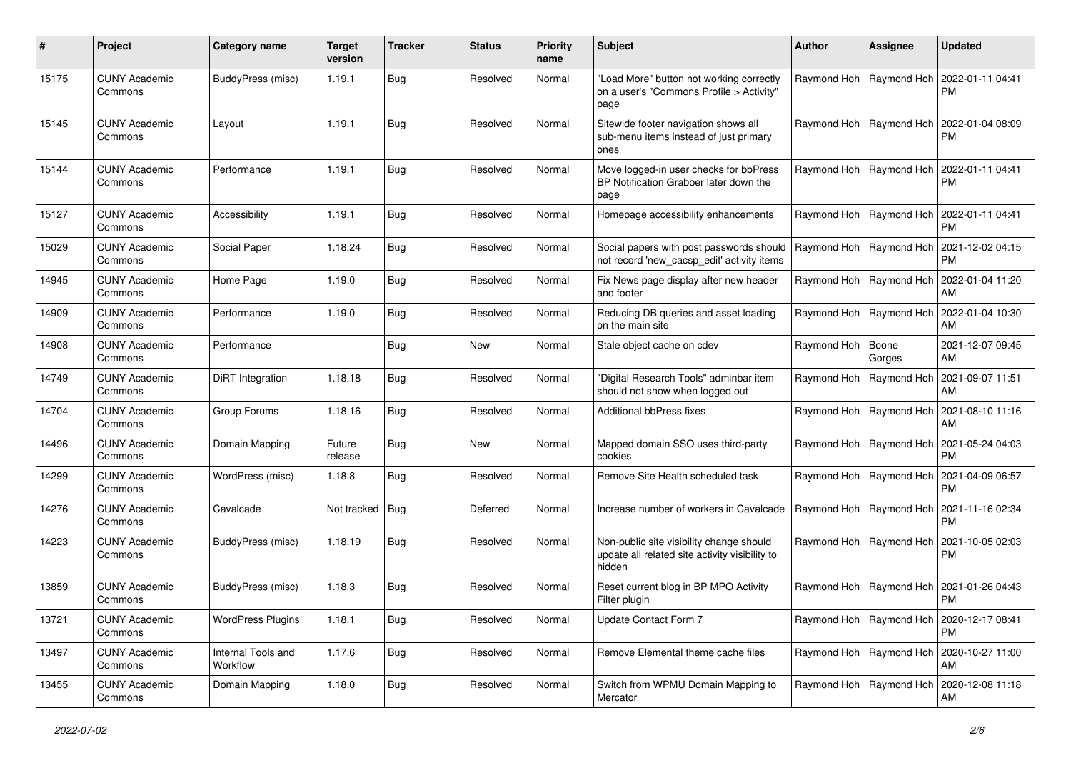| # | Project | Category name | Target version | Tracker | Status | Priority name | Subject | Author | Assignee | Updated |
|---|---|---|---|---|---|---|---|---|---|---|
| 15175 | CUNY Academic Commons | BuddyPress (misc) | 1.19.1 | Bug | Resolved | Normal | "Load More" button not working correctly on a user's "Commons Profile > Activity" page | Raymond Hoh | Raymond Hoh | 2022-01-11 04:41 PM |
| 15145 | CUNY Academic Commons | Layout | 1.19.1 | Bug | Resolved | Normal | Sitewide footer navigation shows all sub-menu items instead of just primary ones | Raymond Hoh | Raymond Hoh | 2022-01-04 08:09 PM |
| 15144 | CUNY Academic Commons | Performance | 1.19.1 | Bug | Resolved | Normal | Move logged-in user checks for bbPress BP Notification Grabber later down the page | Raymond Hoh | Raymond Hoh | 2022-01-11 04:41 PM |
| 15127 | CUNY Academic Commons | Accessibility | 1.19.1 | Bug | Resolved | Normal | Homepage accessibility enhancements | Raymond Hoh | Raymond Hoh | 2022-01-11 04:41 PM |
| 15029 | CUNY Academic Commons | Social Paper | 1.18.24 | Bug | Resolved | Normal | Social papers with post passwords should not record 'new_cacsp_edit' activity items | Raymond Hoh | Raymond Hoh | 2021-12-02 04:15 PM |
| 14945 | CUNY Academic Commons | Home Page | 1.19.0 | Bug | Resolved | Normal | Fix News page display after new header and footer | Raymond Hoh | Raymond Hoh | 2022-01-04 11:20 AM |
| 14909 | CUNY Academic Commons | Performance | 1.19.0 | Bug | Resolved | Normal | Reducing DB queries and asset loading on the main site | Raymond Hoh | Raymond Hoh | 2022-01-04 10:30 AM |
| 14908 | CUNY Academic Commons | Performance | | Bug | New | Normal | Stale object cache on cdev | Raymond Hoh | Boone Gorges | 2021-12-07 09:45 AM |
| 14749 | CUNY Academic Commons | DiRT Integration | 1.18.18 | Bug | Resolved | Normal | "Digital Research Tools" adminbar item should not show when logged out | Raymond Hoh | Raymond Hoh | 2021-09-07 11:51 AM |
| 14704 | CUNY Academic Commons | Group Forums | 1.18.16 | Bug | Resolved | Normal | Additional bbPress fixes | Raymond Hoh | Raymond Hoh | 2021-08-10 11:16 AM |
| 14496 | CUNY Academic Commons | Domain Mapping | Future release | Bug | New | Normal | Mapped domain SSO uses third-party cookies | Raymond Hoh | Raymond Hoh | 2021-05-24 04:03 PM |
| 14299 | CUNY Academic Commons | WordPress (misc) | 1.18.8 | Bug | Resolved | Normal | Remove Site Health scheduled task | Raymond Hoh | Raymond Hoh | 2021-04-09 06:57 PM |
| 14276 | CUNY Academic Commons | Cavalcade | Not tracked | Bug | Deferred | Normal | Increase number of workers in Cavalcade | Raymond Hoh | Raymond Hoh | 2021-11-16 02:34 PM |
| 14223 | CUNY Academic Commons | BuddyPress (misc) | 1.18.19 | Bug | Resolved | Normal | Non-public site visibility change should update all related site activity visibility to hidden | Raymond Hoh | Raymond Hoh | 2021-10-05 02:03 PM |
| 13859 | CUNY Academic Commons | BuddyPress (misc) | 1.18.3 | Bug | Resolved | Normal | Reset current blog in BP MPO Activity Filter plugin | Raymond Hoh | Raymond Hoh | 2021-01-26 04:43 PM |
| 13721 | CUNY Academic Commons | WordPress Plugins | 1.18.1 | Bug | Resolved | Normal | Update Contact Form 7 | Raymond Hoh | Raymond Hoh | 2020-12-17 08:41 PM |
| 13497 | CUNY Academic Commons | Internal Tools and Workflow | 1.17.6 | Bug | Resolved | Normal | Remove Elemental theme cache files | Raymond Hoh | Raymond Hoh | 2020-10-27 11:00 AM |
| 13455 | CUNY Academic Commons | Domain Mapping | 1.18.0 | Bug | Resolved | Normal | Switch from WPMU Domain Mapping to Mercator | Raymond Hoh | Raymond Hoh | 2020-12-08 11:18 AM |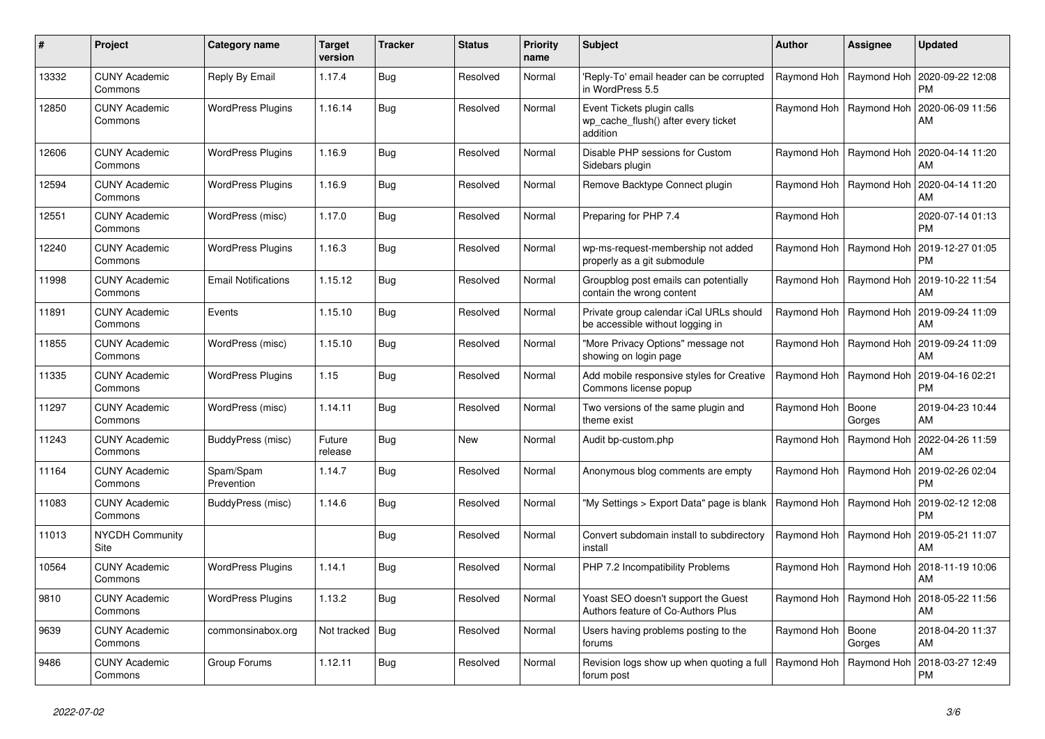| # | Project | Category name | Target version | Tracker | Status | Priority name | Subject | Author | Assignee | Updated |
|---|---|---|---|---|---|---|---|---|---|---|
| 13332 | CUNY Academic Commons | Reply By Email | 1.17.4 | Bug | Resolved | Normal | 'Reply-To' email header can be corrupted in WordPress 5.5 | Raymond Hoh | Raymond Hoh | 2020-09-22 12:08 PM |
| 12850 | CUNY Academic Commons | WordPress Plugins | 1.16.14 | Bug | Resolved | Normal | Event Tickets plugin calls wp_cache_flush() after every ticket addition | Raymond Hoh | Raymond Hoh | 2020-06-09 11:56 AM |
| 12606 | CUNY Academic Commons | WordPress Plugins | 1.16.9 | Bug | Resolved | Normal | Disable PHP sessions for Custom Sidebars plugin | Raymond Hoh | Raymond Hoh | 2020-04-14 11:20 AM |
| 12594 | CUNY Academic Commons | WordPress Plugins | 1.16.9 | Bug | Resolved | Normal | Remove Backtype Connect plugin | Raymond Hoh | Raymond Hoh | 2020-04-14 11:20 AM |
| 12551 | CUNY Academic Commons | WordPress (misc) | 1.17.0 | Bug | Resolved | Normal | Preparing for PHP 7.4 | Raymond Hoh | | 2020-07-14 01:13 PM |
| 12240 | CUNY Academic Commons | WordPress Plugins | 1.16.3 | Bug | Resolved | Normal | wp-ms-request-membership not added properly as a git submodule | Raymond Hoh | Raymond Hoh | 2019-12-27 01:05 PM |
| 11998 | CUNY Academic Commons | Email Notifications | 1.15.12 | Bug | Resolved | Normal | Groupblog post emails can potentially contain the wrong content | Raymond Hoh | Raymond Hoh | 2019-10-22 11:54 AM |
| 11891 | CUNY Academic Commons | Events | 1.15.10 | Bug | Resolved | Normal | Private group calendar iCal URLs should be accessible without logging in | Raymond Hoh | Raymond Hoh | 2019-09-24 11:09 AM |
| 11855 | CUNY Academic Commons | WordPress (misc) | 1.15.10 | Bug | Resolved | Normal | "More Privacy Options" message not showing on login page | Raymond Hoh | Raymond Hoh | 2019-09-24 11:09 AM |
| 11335 | CUNY Academic Commons | WordPress Plugins | 1.15 | Bug | Resolved | Normal | Add mobile responsive styles for Creative Commons license popup | Raymond Hoh | Raymond Hoh | 2019-04-16 02:21 PM |
| 11297 | CUNY Academic Commons | WordPress (misc) | 1.14.11 | Bug | Resolved | Normal | Two versions of the same plugin and theme exist | Raymond Hoh | Boone Gorges | 2019-04-23 10:44 AM |
| 11243 | CUNY Academic Commons | BuddyPress (misc) | Future release | Bug | New | Normal | Audit bp-custom.php | Raymond Hoh | Raymond Hoh | 2022-04-26 11:59 AM |
| 11164 | CUNY Academic Commons | Spam/Spam Prevention | 1.14.7 | Bug | Resolved | Normal | Anonymous blog comments are empty | Raymond Hoh | Raymond Hoh | 2019-02-26 02:04 PM |
| 11083 | CUNY Academic Commons | BuddyPress (misc) | 1.14.6 | Bug | Resolved | Normal | "My Settings > Export Data" page is blank | Raymond Hoh | Raymond Hoh | 2019-02-12 12:08 PM |
| 11013 | NYCDH Community Site | | | Bug | Resolved | Normal | Convert subdomain install to subdirectory install | Raymond Hoh | Raymond Hoh | 2019-05-21 11:07 AM |
| 10564 | CUNY Academic Commons | WordPress Plugins | 1.14.1 | Bug | Resolved | Normal | PHP 7.2 Incompatibility Problems | Raymond Hoh | Raymond Hoh | 2018-11-19 10:06 AM |
| 9810 | CUNY Academic Commons | WordPress Plugins | 1.13.2 | Bug | Resolved | Normal | Yoast SEO doesn't support the Guest Authors feature of Co-Authors Plus | Raymond Hoh | Raymond Hoh | 2018-05-22 11:56 AM |
| 9639 | CUNY Academic Commons | commonsinabox.org | Not tracked | Bug | Resolved | Normal | Users having problems posting to the forums | Raymond Hoh | Boone Gorges | 2018-04-20 11:37 AM |
| 9486 | CUNY Academic Commons | Group Forums | 1.12.11 | Bug | Resolved | Normal | Revision logs show up when quoting a full forum post | Raymond Hoh | Raymond Hoh | 2018-03-27 12:49 PM |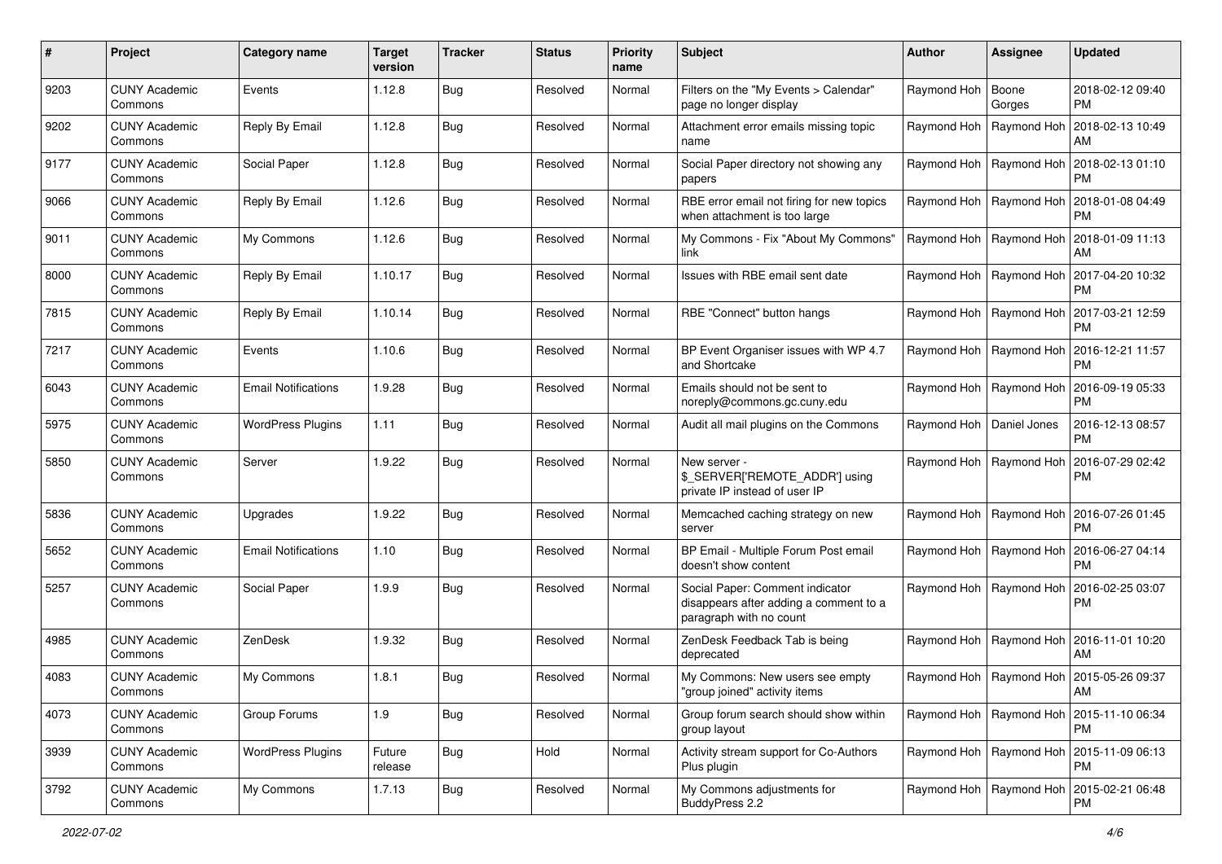| # | Project | Category name | Target version | Tracker | Status | Priority name | Subject | Author | Assignee | Updated |
|---|---|---|---|---|---|---|---|---|---|---|
| 9203 | CUNY Academic Commons | Events | 1.12.8 | Bug | Resolved | Normal | Filters on the "My Events > Calendar" page no longer display | Raymond Hoh | Boone Gorges | 2018-02-12 09:40 PM |
| 9202 | CUNY Academic Commons | Reply By Email | 1.12.8 | Bug | Resolved | Normal | Attachment error emails missing topic name | Raymond Hoh | Raymond Hoh | 2018-02-13 10:49 AM |
| 9177 | CUNY Academic Commons | Social Paper | 1.12.8 | Bug | Resolved | Normal | Social Paper directory not showing any papers | Raymond Hoh | Raymond Hoh | 2018-02-13 01:10 PM |
| 9066 | CUNY Academic Commons | Reply By Email | 1.12.6 | Bug | Resolved | Normal | RBE error email not firing for new topics when attachment is too large | Raymond Hoh | Raymond Hoh | 2018-01-08 04:49 PM |
| 9011 | CUNY Academic Commons | My Commons | 1.12.6 | Bug | Resolved | Normal | My Commons - Fix "About My Commons" link | Raymond Hoh | Raymond Hoh | 2018-01-09 11:13 AM |
| 8000 | CUNY Academic Commons | Reply By Email | 1.10.17 | Bug | Resolved | Normal | Issues with RBE email sent date | Raymond Hoh | Raymond Hoh | 2017-04-20 10:32 PM |
| 7815 | CUNY Academic Commons | Reply By Email | 1.10.14 | Bug | Resolved | Normal | RBE "Connect" button hangs | Raymond Hoh | Raymond Hoh | 2017-03-21 12:59 PM |
| 7217 | CUNY Academic Commons | Events | 1.10.6 | Bug | Resolved | Normal | BP Event Organiser issues with WP 4.7 and Shortcake | Raymond Hoh | Raymond Hoh | 2016-12-21 11:57 PM |
| 6043 | CUNY Academic Commons | Email Notifications | 1.9.28 | Bug | Resolved | Normal | Emails should not be sent to noreply@commons.gc.cuny.edu | Raymond Hoh | Raymond Hoh | 2016-09-19 05:33 PM |
| 5975 | CUNY Academic Commons | WordPress Plugins | 1.11 | Bug | Resolved | Normal | Audit all mail plugins on the Commons | Raymond Hoh | Daniel Jones | 2016-12-13 08:57 PM |
| 5850 | CUNY Academic Commons | Server | 1.9.22 | Bug | Resolved | Normal | New server - $_SERVER['REMOTE_ADDR'] using private IP instead of user IP | Raymond Hoh | Raymond Hoh | 2016-07-29 02:42 PM |
| 5836 | CUNY Academic Commons | Upgrades | 1.9.22 | Bug | Resolved | Normal | Memcached caching strategy on new server | Raymond Hoh | Raymond Hoh | 2016-07-26 01:45 PM |
| 5652 | CUNY Academic Commons | Email Notifications | 1.10 | Bug | Resolved | Normal | BP Email - Multiple Forum Post email doesn't show content | Raymond Hoh | Raymond Hoh | 2016-06-27 04:14 PM |
| 5257 | CUNY Academic Commons | Social Paper | 1.9.9 | Bug | Resolved | Normal | Social Paper: Comment indicator disappears after adding a comment to a paragraph with no count | Raymond Hoh | Raymond Hoh | 2016-02-25 03:07 PM |
| 4985 | CUNY Academic Commons | ZenDesk | 1.9.32 | Bug | Resolved | Normal | ZenDesk Feedback Tab is being deprecated | Raymond Hoh | Raymond Hoh | 2016-11-01 10:20 AM |
| 4083 | CUNY Academic Commons | My Commons | 1.8.1 | Bug | Resolved | Normal | My Commons: New users see empty "group joined" activity items | Raymond Hoh | Raymond Hoh | 2015-05-26 09:37 AM |
| 4073 | CUNY Academic Commons | Group Forums | 1.9 | Bug | Resolved | Normal | Group forum search should show within group layout | Raymond Hoh | Raymond Hoh | 2015-11-10 06:34 PM |
| 3939 | CUNY Academic Commons | WordPress Plugins | Future release | Bug | Hold | Normal | Activity stream support for Co-Authors Plus plugin | Raymond Hoh | Raymond Hoh | 2015-11-09 06:13 PM |
| 3792 | CUNY Academic Commons | My Commons | 1.7.13 | Bug | Resolved | Normal | My Commons adjustments for BuddyPress 2.2 | Raymond Hoh | Raymond Hoh | 2015-02-21 06:48 PM |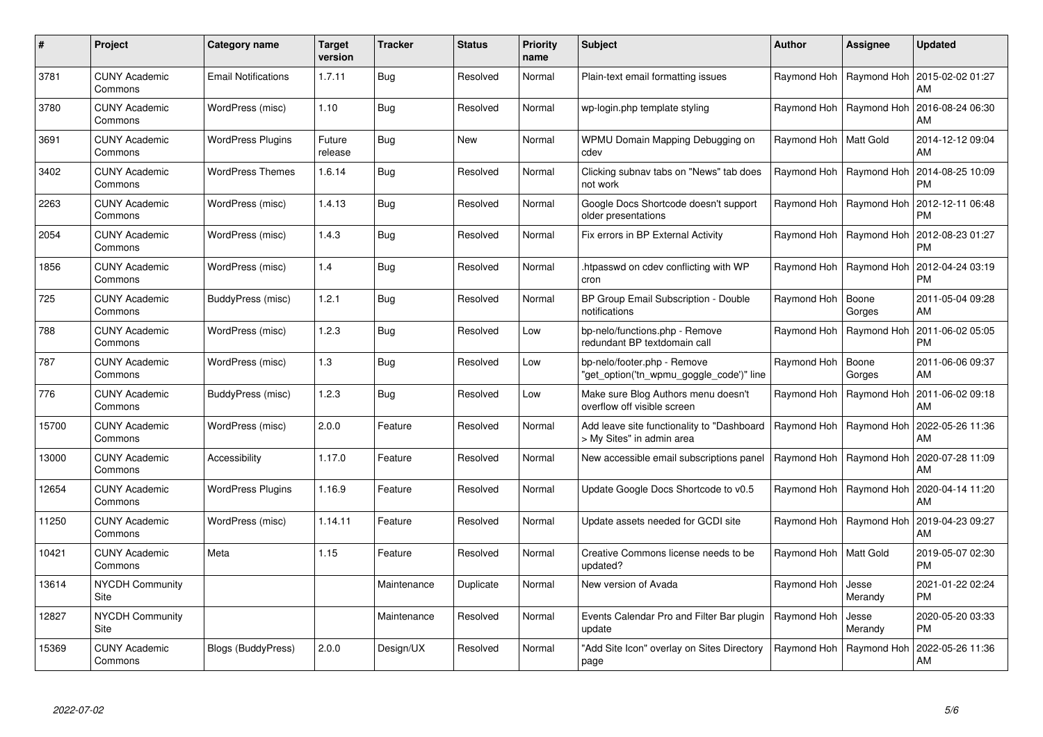| # | Project | Category name | Target version | Tracker | Status | Priority name | Subject | Author | Assignee | Updated |
|---|---|---|---|---|---|---|---|---|---|---|
| 3781 | CUNY Academic Commons | Email Notifications | 1.7.11 | Bug | Resolved | Normal | Plain-text email formatting issues | Raymond Hoh | Raymond Hoh | 2015-02-02 01:27 AM |
| 3780 | CUNY Academic Commons | WordPress (misc) | 1.10 | Bug | Resolved | Normal | wp-login.php template styling | Raymond Hoh | Raymond Hoh | 2016-08-24 06:30 AM |
| 3691 | CUNY Academic Commons | WordPress Plugins | Future release | Bug | New | Normal | WPMU Domain Mapping Debugging on cdev | Raymond Hoh | Matt Gold | 2014-12-12 09:04 AM |
| 3402 | CUNY Academic Commons | WordPress Themes | 1.6.14 | Bug | Resolved | Normal | Clicking subnav tabs on "News" tab does not work | Raymond Hoh | Raymond Hoh | 2014-08-25 10:09 PM |
| 2263 | CUNY Academic Commons | WordPress (misc) | 1.4.13 | Bug | Resolved | Normal | Google Docs Shortcode doesn't support older presentations | Raymond Hoh | Raymond Hoh | 2012-12-11 06:48 PM |
| 2054 | CUNY Academic Commons | WordPress (misc) | 1.4.3 | Bug | Resolved | Normal | Fix errors in BP External Activity | Raymond Hoh | Raymond Hoh | 2012-08-23 01:27 PM |
| 1856 | CUNY Academic Commons | WordPress (misc) | 1.4 | Bug | Resolved | Normal | .htpasswd on cdev conflicting with WP cron | Raymond Hoh | Raymond Hoh | 2012-04-24 03:19 PM |
| 725 | CUNY Academic Commons | BuddyPress (misc) | 1.2.1 | Bug | Resolved | Normal | BP Group Email Subscription - Double notifications | Raymond Hoh | Boone Gorges | 2011-05-04 09:28 AM |
| 788 | CUNY Academic Commons | WordPress (misc) | 1.2.3 | Bug | Resolved | Low | bp-nelo/functions.php - Remove redundant BP textdomain call | Raymond Hoh | Raymond Hoh | 2011-06-02 05:05 PM |
| 787 | CUNY Academic Commons | WordPress (misc) | 1.3 | Bug | Resolved | Low | bp-nelo/footer.php - Remove "get_option('tn_wpmu_goggle_code')" line | Raymond Hoh | Boone Gorges | 2011-06-06 09:37 AM |
| 776 | CUNY Academic Commons | BuddyPress (misc) | 1.2.3 | Bug | Resolved | Low | Make sure Blog Authors menu doesn't overflow off visible screen | Raymond Hoh | Raymond Hoh | 2011-06-02 09:18 AM |
| 15700 | CUNY Academic Commons | WordPress (misc) | 2.0.0 | Feature | Resolved | Normal | Add leave site functionality to "Dashboard > My Sites" in admin area | Raymond Hoh | Raymond Hoh | 2022-05-26 11:36 AM |
| 13000 | CUNY Academic Commons | Accessibility | 1.17.0 | Feature | Resolved | Normal | New accessible email subscriptions panel | Raymond Hoh | Raymond Hoh | 2020-07-28 11:09 AM |
| 12654 | CUNY Academic Commons | WordPress Plugins | 1.16.9 | Feature | Resolved | Normal | Update Google Docs Shortcode to v0.5 | Raymond Hoh | Raymond Hoh | 2020-04-14 11:20 AM |
| 11250 | CUNY Academic Commons | WordPress (misc) | 1.14.11 | Feature | Resolved | Normal | Update assets needed for GCDI site | Raymond Hoh | Raymond Hoh | 2019-04-23 09:27 AM |
| 10421 | CUNY Academic Commons | Meta | 1.15 | Feature | Resolved | Normal | Creative Commons license needs to be updated? | Raymond Hoh | Matt Gold | 2019-05-07 02:30 PM |
| 13614 | NYCDH Community Site | | | Maintenance | Duplicate | Normal | New version of Avada | Raymond Hoh | Jesse Merandy | 2021-01-22 02:24 PM |
| 12827 | NYCDH Community Site | | | Maintenance | Resolved | Normal | Events Calendar Pro and Filter Bar plugin update | Raymond Hoh | Jesse Merandy | 2020-05-20 03:33 PM |
| 15369 | CUNY Academic Commons | Blogs (BuddyPress) | 2.0.0 | Design/UX | Resolved | Normal | "Add Site Icon" overlay on Sites Directory page | Raymond Hoh | Raymond Hoh | 2022-05-26 11:36 AM |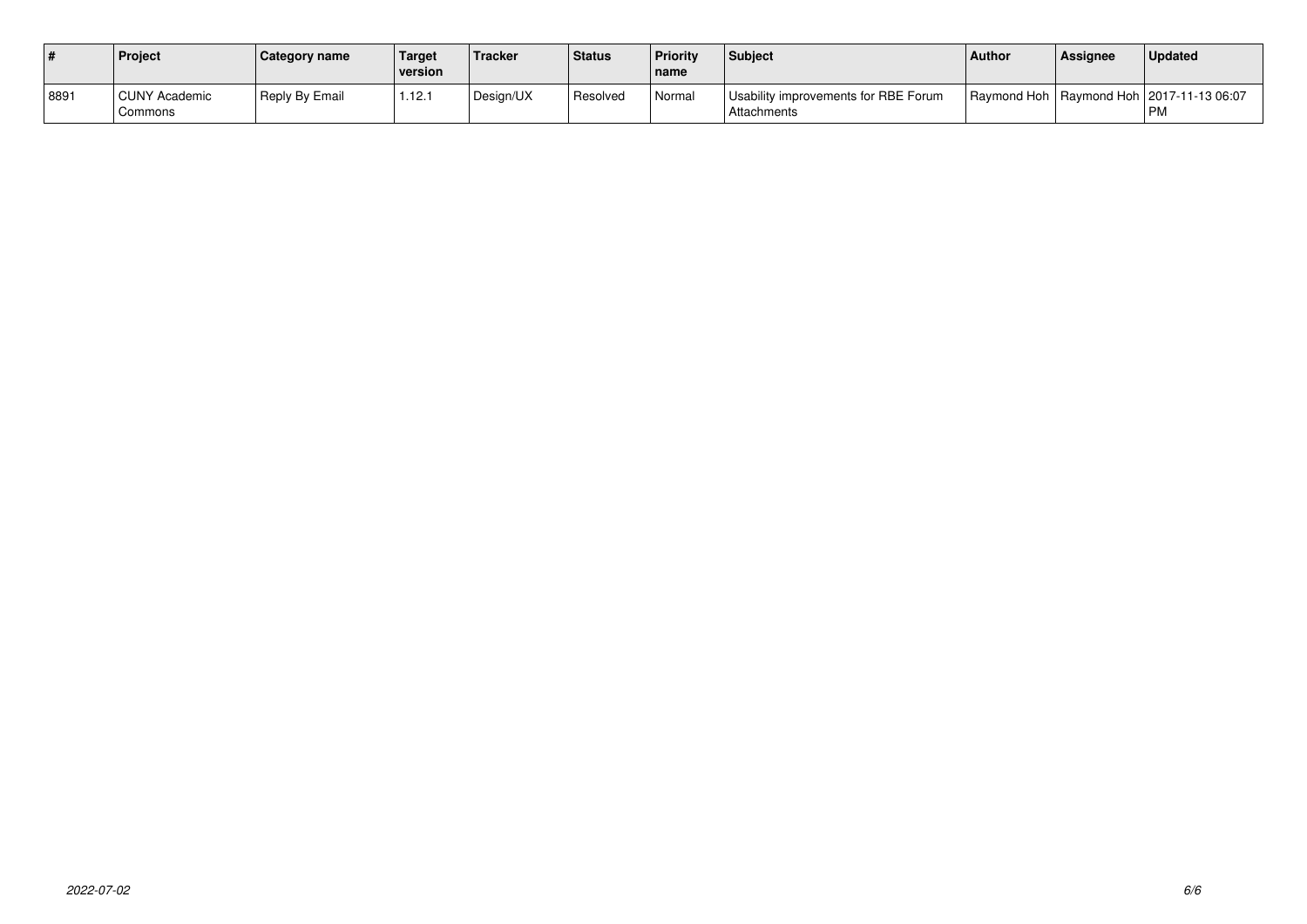| # | Project | Category name | Target version | Tracker | Status | Priority name | Subject | Author | Assignee | Updated |
|---|---|---|---|---|---|---|---|---|---|---|
| 8891 | CUNY Academic Commons | Reply By Email | 1.12.1 | Design/UX | Resolved | Normal | Usability improvements for RBE Forum Attachments | Raymond Hoh | Raymond Hoh | 2017-11-13 06:07 PM |